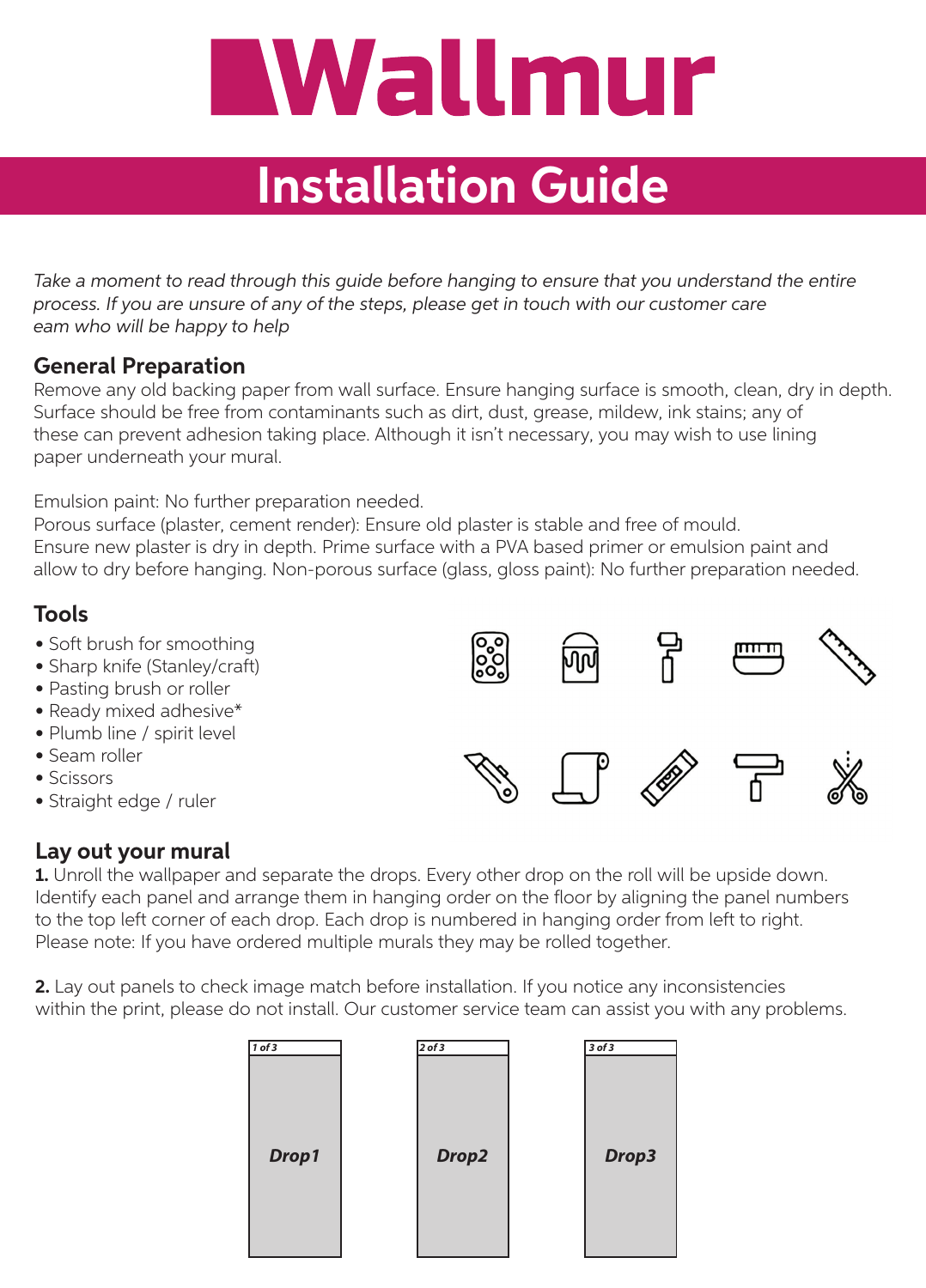# Wallmur

## Installation Guide

*Take a moment to read through this guide before hanging to ensure that you understand the entire process. If you are unsure of any of the steps, please get in touch with our customer care eam who will be happy to help*

### General Preparation

Remove any old backing paper from wall surface. Ensure hanging surface is smooth, clean, dry in depth. Surface should be free from contaminants such as dirt, dust, grease, mildew, ink stains; any of these can prevent adhesion taking place. Although it isn't necessary, you may wish to use lining paper underneath your mural.

Emulsion paint: No further preparation needed.
Porous surface (plaster, cement render): Ensure old plaster is stable and free of mould.
Ensure new plaster is dry in depth. Prime surface with a PVA based primer or emulsion paint and allow to dry before hanging. Non-porous surface (glass, gloss paint): No further preparation needed.

### Tools

- Soft brush for smoothing
- Sharp knife (Stanley/craft)
- Pasting brush or roller
- Ready mixed adhesive*
- Plumb line / spirit level
- Seam roller
- Scissors
- Straight edge / ruler

### Lay out your mural

**1.** Unroll the wallpaper and separate the drops. Every other drop on the roll will be upside down. Identify each panel and arrange them in hanging order on the floor by aligning the panel numbers to the top left corner of each drop. Each drop is numbered in hanging order from left to right. Please note: If you have ordered multiple murals they may be rolled together.

**2.** Lay out panels to check image match before installation. If you notice any inconsistencies within the print, please do not install. Our customer service team can assist you with any problems.

*1 of 3* — *Drop1*

*2 of 3* — *Drop2*

*3 of 3* — *Drop3*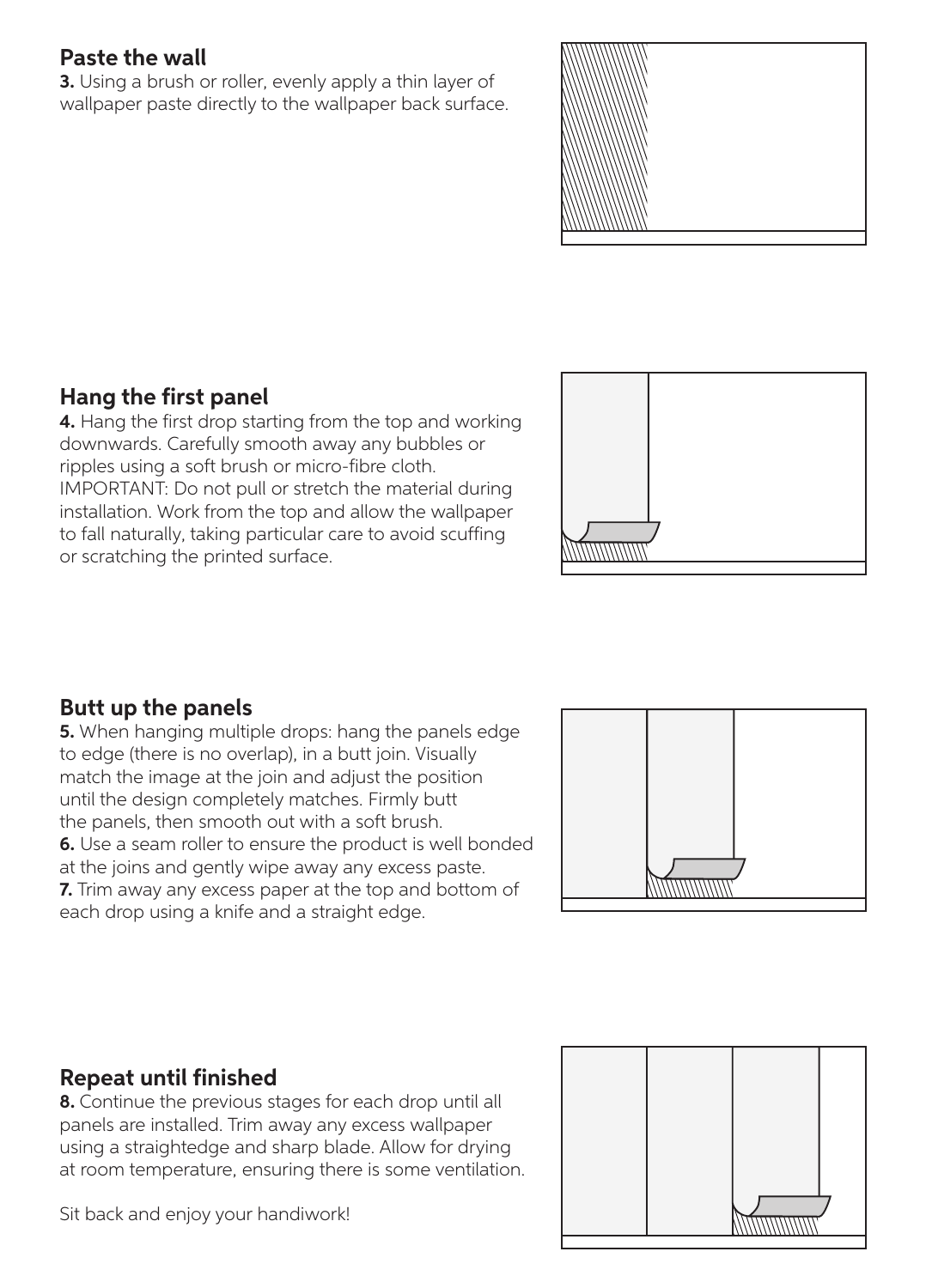## Paste the wall

**3.** Using a brush or roller, evenly apply a thin layer of wallpaper paste directly to the wallpaper back surface.

## Hang the first panel

**4.** Hang the first drop starting from the top and working downwards. Carefully smooth away any bubbles or ripples using a soft brush or micro-fibre cloth. IMPORTANT: Do not pull or stretch the material during installation. Work from the top and allow the wallpaper to fall naturally, taking particular care to avoid scuffing or scratching the printed surface.

## Butt up the panels

**5.** When hanging multiple drops: hang the panels edge to edge (there is no overlap), in a butt join. Visually match the image at the join and adjust the position until the design completely matches. Firmly butt the panels, then smooth out with a soft brush.
**6.** Use a seam roller to ensure the product is well bonded at the joins and gently wipe away any excess paste.
**7.** Trim away any excess paper at the top and bottom of each drop using a knife and a straight edge.

## Repeat until finished

**8.** Continue the previous stages for each drop until all panels are installed. Trim away any excess wallpaper using a straightedge and sharp blade. Allow for drying at room temperature, ensuring there is some ventilation.

Sit back and enjoy your handiwork!